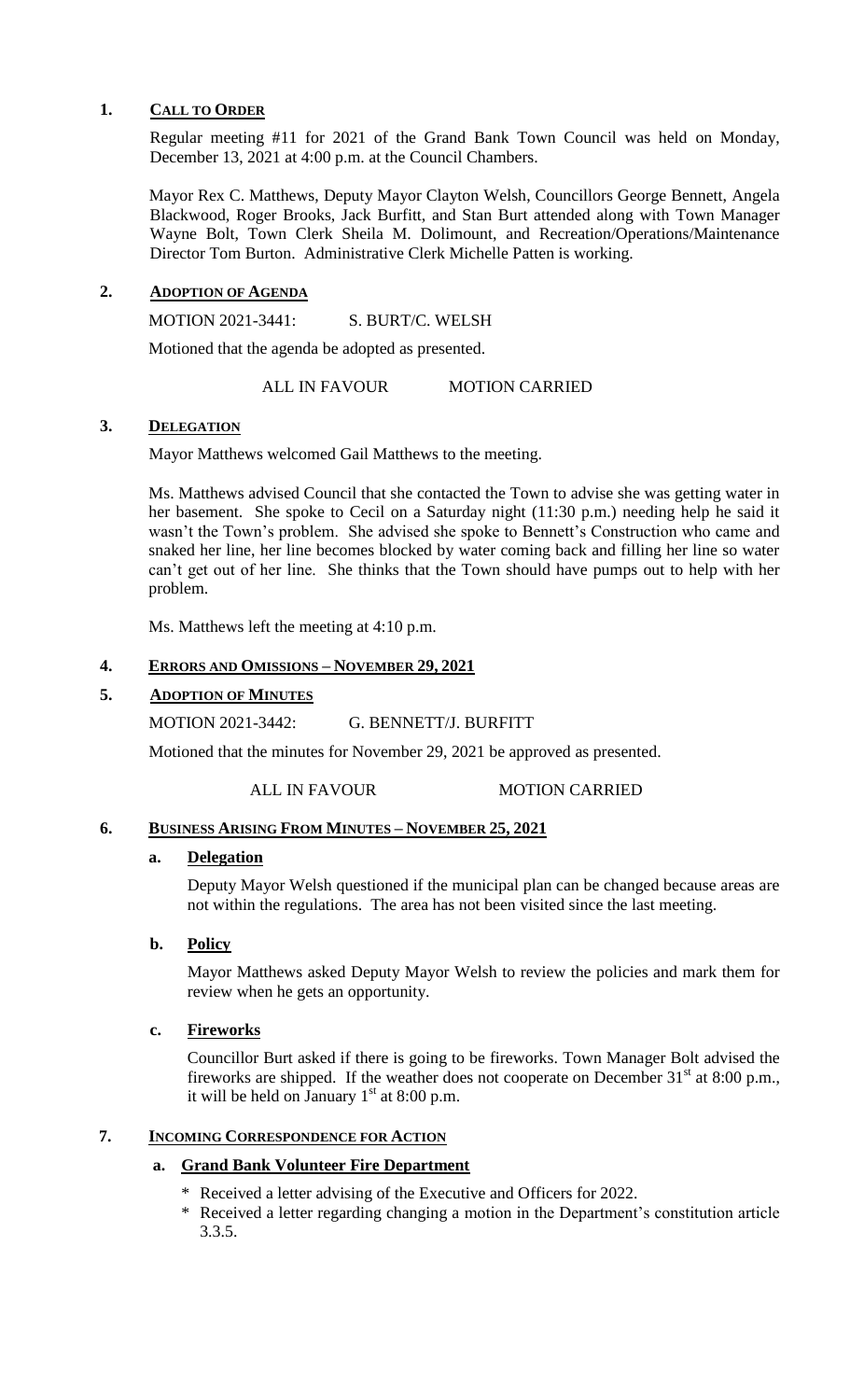## 1. Call to Order

Regular meeting #11 for 2021 of the Grand Bank Town Council was held on Monday, December 13, 2021 at 4:00 p.m. at the Council Chambers.

Mayor Rex C. Matthews, Deputy Mayor Clayton Welsh, Councillors George Bennett, Angela Blackwood, Roger Brooks, Jack Burfitt, and Stan Burt attended along with Town Manager Wayne Bolt, Town Clerk Sheila M. Dolimount, and Recreation/Operations/Maintenance Director Tom Burton. Administrative Clerk Michelle Patten is working.

## 2. Adoption of Agenda

MOTION 2021-3441: S. BURT/C. WELSH

Motioned that the agenda be adopted as presented.

ALL IN FAVOUR MOTION CARRIED

## 3. Delegation

Mayor Matthews welcomed Gail Matthews to the meeting.

Ms. Matthews advised Council that she contacted the Town to advise she was getting water in her basement. She spoke to Cecil on a Saturday night (11:30 p.m.) needing help he said it wasn't the Town's problem. She advised she spoke to Bennett's Construction who came and snaked her line, her line becomes blocked by water coming back and filling her line so water can't get out of her line. She thinks that the Town should have pumps out to help with her problem.

Ms. Matthews left the meeting at 4:10 p.m.

## 4. Errors and Omissions – November 29, 2021

## 5. Adoption of Minutes

MOTION 2021-3442: G. BENNETT/J. BURFITT

Motioned that the minutes for November 29, 2021 be approved as presented.

ALL IN FAVOUR MOTION CARRIED

## 6. Business Arising From Minutes – November 25, 2021

### a. Delegation

Deputy Mayor Welsh questioned if the municipal plan can be changed because areas are not within the regulations. The area has not been visited since the last meeting.

### b. Policy

Mayor Matthews asked Deputy Mayor Welsh to review the policies and mark them for review when he gets an opportunity.

### c. Fireworks

Councillor Burt asked if there is going to be fireworks. Town Manager Bolt advised the fireworks are shipped. If the weather does not cooperate on December 31st at 8:00 p.m., it will be held on January 1st at 8:00 p.m.

## 7. Incoming Correspondence for Action

### a. Grand Bank Volunteer Fire Department

* Received a letter advising of the Executive and Officers for 2022.
* Received a letter regarding changing a motion in the Department's constitution article 3.3.5.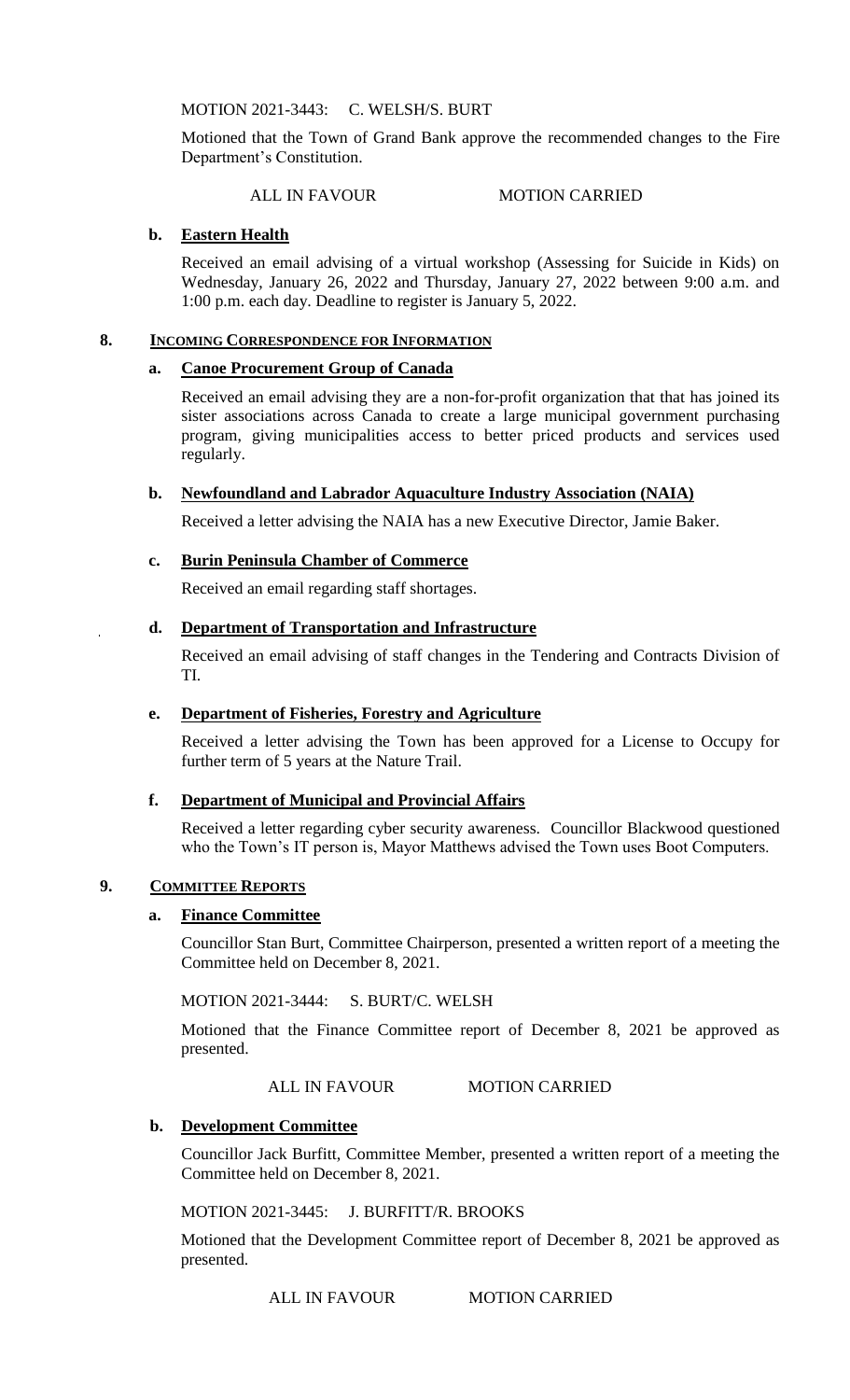MOTION 2021-3443: C. WELSH/S. BURT

Motioned that the Town of Grand Bank approve the recommended changes to the Fire Department's Constitution.

ALL IN FAVOUR MOTION CARRIED

**b. Eastern Health**

Received an email advising of a virtual workshop (Assessing for Suicide in Kids) on Wednesday, January 26, 2022 and Thursday, January 27, 2022 between 9:00 a.m. and 1:00 p.m. each day. Deadline to register is January 5, 2022.

## 8. INCOMING CORRESPONDENCE FOR INFORMATION

**a. Canoe Procurement Group of Canada**

Received an email advising they are a non-for-profit organization that that has joined its sister associations across Canada to create a large municipal government purchasing program, giving municipalities access to better priced products and services used regularly.

**b. Newfoundland and Labrador Aquaculture Industry Association (NAIA)**

Received a letter advising the NAIA has a new Executive Director, Jamie Baker.

**c. Burin Peninsula Chamber of Commerce**

Received an email regarding staff shortages.

**d. Department of Transportation and Infrastructure**

Received an email advising of staff changes in the Tendering and Contracts Division of TI.

**e. Department of Fisheries, Forestry and Agriculture**

Received a letter advising the Town has been approved for a License to Occupy for further term of 5 years at the Nature Trail.

**f. Department of Municipal and Provincial Affairs**

Received a letter regarding cyber security awareness. Councillor Blackwood questioned who the Town's IT person is, Mayor Matthews advised the Town uses Boot Computers.

## 9. COMMITTEE REPORTS

**a. Finance Committee**

Councillor Stan Burt, Committee Chairperson, presented a written report of a meeting the Committee held on December 8, 2021.

MOTION 2021-3444: S. BURT/C. WELSH

Motioned that the Finance Committee report of December 8, 2021 be approved as presented.

ALL IN FAVOUR MOTION CARRIED

**b. Development Committee**

Councillor Jack Burfitt, Committee Member, presented a written report of a meeting the Committee held on December 8, 2021.

MOTION 2021-3445: J. BURFITT/R. BROOKS

Motioned that the Development Committee report of December 8, 2021 be approved as presented.

ALL IN FAVOUR MOTION CARRIED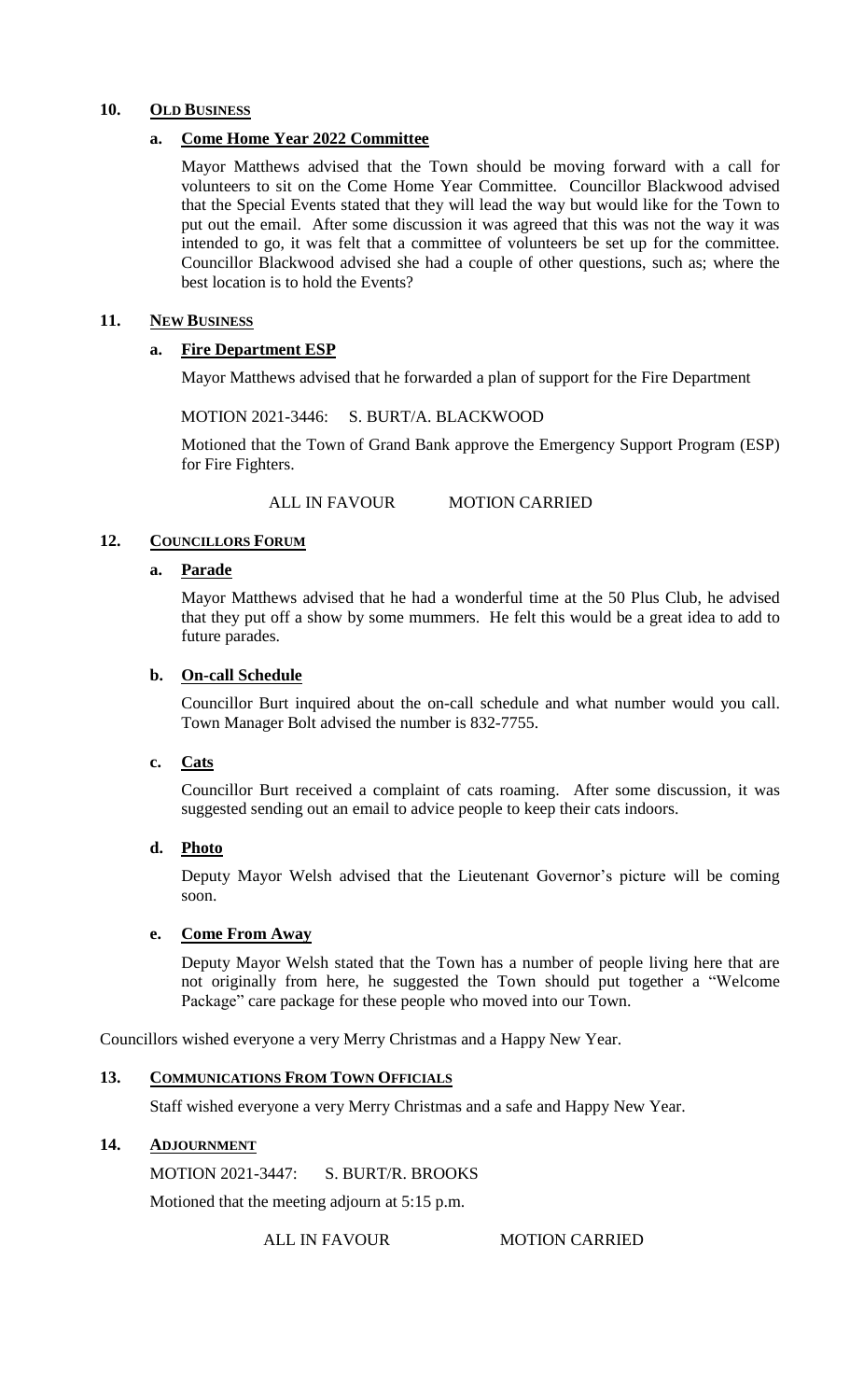## 10. Old Business

### a. Come Home Year 2022 Committee

Mayor Matthews advised that the Town should be moving forward with a call for volunteers to sit on the Come Home Year Committee. Councillor Blackwood advised that the Special Events stated that they will lead the way but would like for the Town to put out the email. After some discussion it was agreed that this was not the way it was intended to go, it was felt that a committee of volunteers be set up for the committee. Councillor Blackwood advised she had a couple of other questions, such as; where the best location is to hold the Events?

## 11. New Business

### a. Fire Department ESP

Mayor Matthews advised that he forwarded a plan of support for the Fire Department

MOTION 2021-3446: S. BURT/A. BLACKWOOD

Motioned that the Town of Grand Bank approve the Emergency Support Program (ESP) for Fire Fighters.

ALL IN FAVOUR MOTION CARRIED

## 12. Councillors Forum

### a. Parade

Mayor Matthews advised that he had a wonderful time at the 50 Plus Club, he advised that they put off a show by some mummers. He felt this would be a great idea to add to future parades.

### b. On-call Schedule

Councillor Burt inquired about the on-call schedule and what number would you call. Town Manager Bolt advised the number is 832-7755.

### c. Cats

Councillor Burt received a complaint of cats roaming. After some discussion, it was suggested sending out an email to advice people to keep their cats indoors.

### d. Photo

Deputy Mayor Welsh advised that the Lieutenant Governor's picture will be coming soon.

### e. Come From Away

Deputy Mayor Welsh stated that the Town has a number of people living here that are not originally from here, he suggested the Town should put together a "Welcome Package" care package for these people who moved into our Town.

Councillors wished everyone a very Merry Christmas and a Happy New Year.

## 13. Communications From Town Officials

Staff wished everyone a very Merry Christmas and a safe and Happy New Year.

## 14. Adjournment

MOTION 2021-3447: S. BURT/R. BROOKS

Motioned that the meeting adjourn at 5:15 p.m.

ALL IN FAVOUR MOTION CARRIED